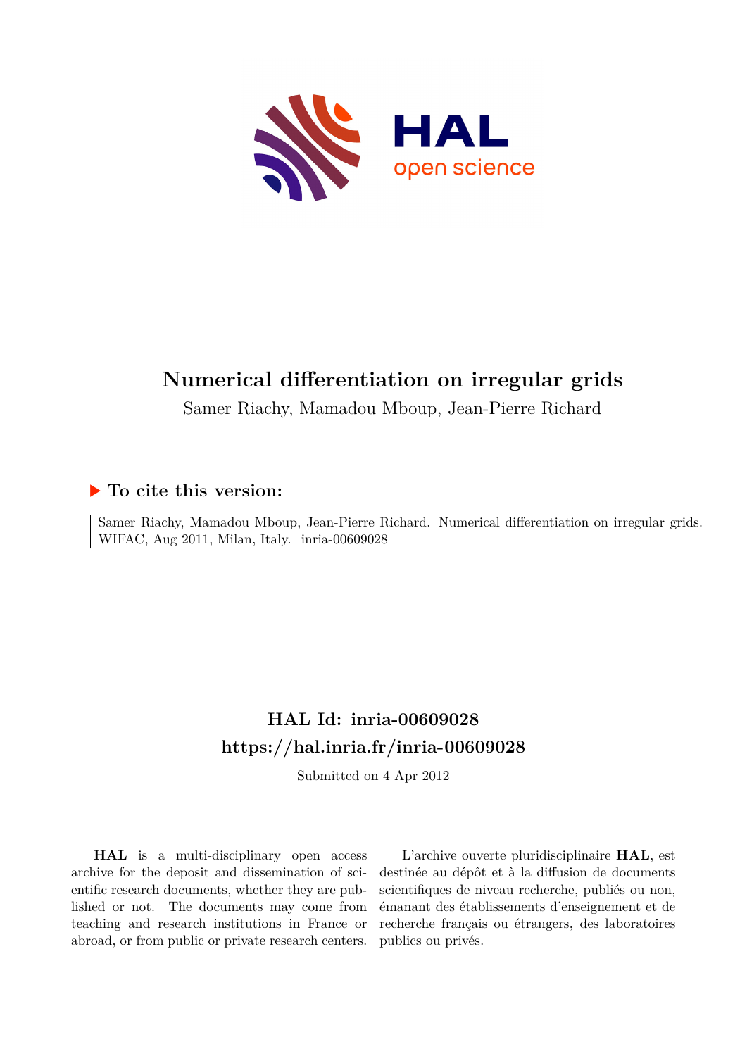# Numerical differentiation on irregular grids

Samer Riachy, Mamadou Mboup, Jean-Pierre Richard

## ▶ To cite this version:

Samer Riachy, Mamadou Mboup, Jean-Pierre Richard. Numerical differentiation on irregular grids. WIFAC, Aug 2011, Milan, Italy. inria-00609028

## HAL Id: inria-00609028

## https://hal.inria.fr/inria-00609028

Submitted on 4 Apr 2012

**HAL** is a multi-disciplinary open access archive for the deposit and dissemination of scientific research documents, whether they are published or not. The documents may come from teaching and research institutions in France or abroad, or from public or private research centers.

L'archive ouverte pluridisciplinaire **HAL**, est destinée au dépôt et à la diffusion de documents scientifiques de niveau recherche, publiés ou non, émanant des établissements d'enseignement et de recherche français ou étrangers, des laboratoires publics ou privés.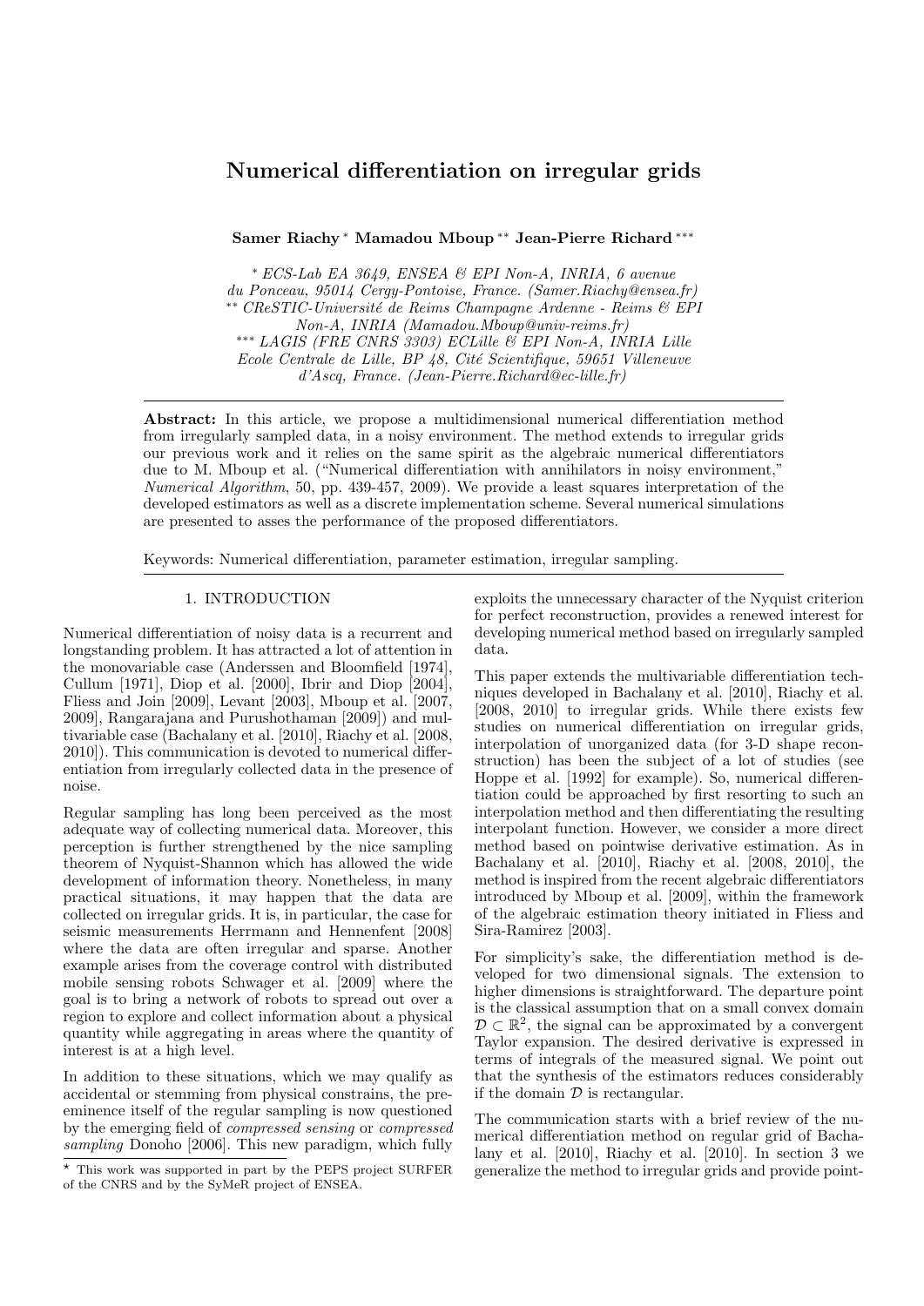# Numerical differentiation on irregular grids

**Samer Riachy** [*] **Mamadou Mboup** [**] **Jean-Pierre Richard** [***]

[*] *ECS-Lab EA 3649, ENSEA & EPI Non-A, INRIA, 6 avenue du Ponceau, 95014 Cergy-Pontoise, France. (Samer.Riachy@ensea.fr)*
[**] *CReSTIC-Université de Reims Champagne Ardenne - Reims & EPI Non-A, INRIA (Mamadou.Mboup@univ-reims.fr)*
[***] *LAGIS (FRE CNRS 3303) ECLille & EPI Non-A, INRIA Lille Ecole Centrale de Lille, BP 48, Cité Scientifique, 59651 Villeneuve d'Ascq, France. (Jean-Pierre.Richard@ec-lille.fr)*

**Abstract:** In this article, we propose a multidimensional numerical differentiation method from irregularly sampled data, in a noisy environment. The method extends to irregular grids our previous work and it relies on the same spirit as the algebraic numerical differentiators due to M. Mboup et al. ("Numerical differentiation with annihilators in noisy environment," *Numerical Algorithm*, 50, pp. 439-457, 2009). We provide a least squares interpretation of the developed estimators as well as a discrete implementation scheme. Several numerical simulations are presented to asses the performance of the proposed differentiators.

Keywords: Numerical differentiation, parameter estimation, irregular sampling.

## 1. INTRODUCTION

Numerical differentiation of noisy data is a recurrent and longstanding problem. It has attracted a lot of attention in the monovariable case (Anderssen and Bloomfield [1974], Cullum [1971], Diop et al. [2000], Ibrir and Diop [2004], Fliess and Join [2009], Levant [2003], Mboup et al. [2007, 2009], Rangarajana and Purushothaman [2009]) and multivariable case (Bachalany et al. [2010], Riachy et al. [2008, 2010]). This communication is devoted to numerical differentiation from irregularly collected data in the presence of noise.

Regular sampling has long been perceived as the most adequate way of collecting numerical data. Moreover, this perception is further strengthened by the nice sampling theorem of Nyquist-Shannon which has allowed the wide development of information theory. Nonetheless, in many practical situations, it may happen that the data are collected on irregular grids. It is, in particular, the case for seismic measurements Herrmann and Hennenfent [2008] where the data are often irregular and sparse. Another example arises from the coverage control with distributed mobile sensing robots Schwager et al. [2009] where the goal is to bring a network of robots to spread out over a region to explore and collect information about a physical quantity while aggregating in areas where the quantity of interest is at a high level.

In addition to these situations, which we may qualify as accidental or stemming from physical constrains, the pre-eminence itself of the regular sampling is now questioned by the emerging field of *compressed sensing* or *compressed sampling* Donoho [2006]. This new paradigm, which fully exploits the unnecessary character of the Nyquist criterion for perfect reconstruction, provides a renewed interest for developing numerical method based on irregularly sampled data.

This paper extends the multivariable differentiation techniques developed in Bachalany et al. [2010], Riachy et al. [2008, 2010] to irregular grids. While there exists few studies on numerical differentiation on irregular grids, interpolation of unorganized data (for 3-D shape reconstruction) has been the subject of a lot of studies (see Hoppe et al. [1992] for example). So, numerical differentiation could be approached by first resorting to such an interpolation method and then differentiating the resulting interpolant function. However, we consider a more direct method based on pointwise derivative estimation. As in Bachalany et al. [2010], Riachy et al. [2008, 2010], the method is inspired from the recent algebraic differentiators introduced by Mboup et al. [2009], within the framework of the algebraic estimation theory initiated in Fliess and Sira-Ramirez [2003].

For simplicity's sake, the differentiation method is developed for two dimensional signals. The extension to higher dimensions is straightforward. The departure point is the classical assumption that on a small convex domain $\mathcal{D} \subset \mathbb{R}^2$, the signal can be approximated by a convergent Taylor expansion. The desired derivative is expressed in terms of integrals of the measured signal. We point out that the synthesis of the estimators reduces considerably if the domain $\mathcal{D}$ is rectangular.

The communication starts with a brief review of the numerical differentiation method on regular grid of Bachalany et al. [2010], Riachy et al. [2010]. In section 3 we generalize the method to irregular grids and provide point-

[*] This work was supported in part by the PEPS project SURFER of the CNRS and by the SyMeR project of ENSEA.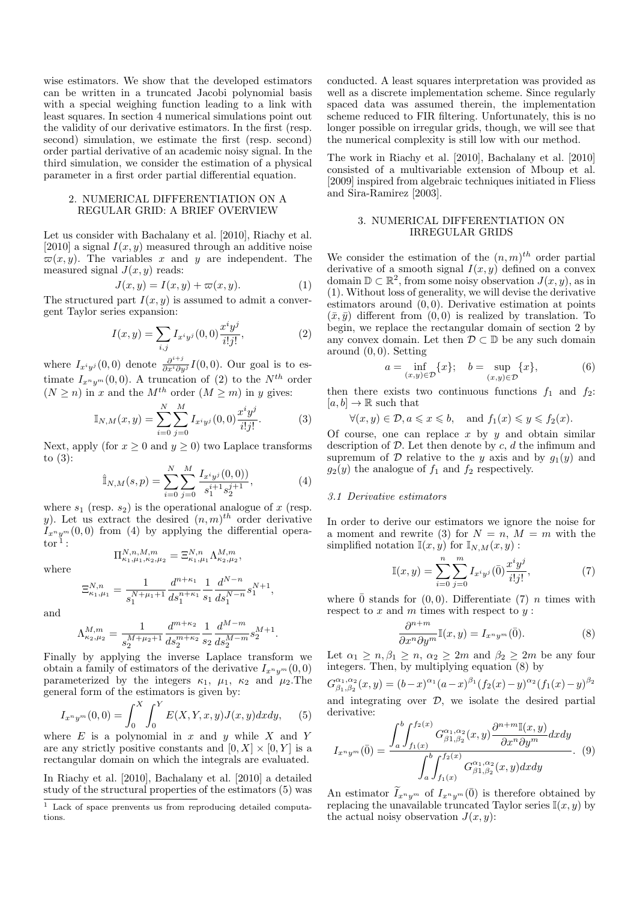wise estimators. We show that the developed estimators can be written in a truncated Jacobi polynomial basis with a special weighing function leading to a link with least squares. In section 4 numerical simulations point out the validity of our derivative estimators. In the first (resp. second) simulation, we estimate the first (resp. second) order partial derivative of an academic noisy signal. In the third simulation, we consider the estimation of a physical parameter in a first order partial differential equation.

## 2. NUMERICAL DIFFERENTIATION ON A REGULAR GRID: A BRIEF OVERVIEW

Let us consider with Bachalany et al. [2010], Riachy et al. [2010] a signal $I(x,y)$ measured through an additive noise $\varpi(x,y)$. The variables $x$ and $y$ are independent. The measured signal $J(x,y)$ reads:

$$J(x,y) = I(x,y) + \varpi(x,y). \tag{1}$$

The structured part $I(x,y)$ is assumed to admit a convergent Taylor series expansion:

$$I(x,y) = \sum_{i,j} I_{x^i y^j}(0,0)\frac{x^i y^j}{i!j!}, \tag{2}$$

where $I_{x^i y^j}(0,0)$ denote $\frac{\partial^{i+j}}{\partial x^i \partial y^j} I(0,0)$. Our goal is to estimate $I_{x^n y^m}(0,0)$. A truncation of (2) to the $N^{th}$ order ($N \geq n$) in $x$ and the $M^{th}$ order ($M \geq m$) in $y$ gives:

$$\mathbb{I}_{N,M}(x,y) = \sum_{i=0}^{N}\sum_{j=0}^{M} I_{x^i y^j}(0,0)\frac{x^i y^j}{i!j!}. \tag{3}$$

Next, apply (for $x \geq 0$ and $y \geq 0$) two Laplace transforms to (3):

$$\hat{\mathbb{I}}_{N,M}(s,p) = \sum_{i=0}^{N}\sum_{j=0}^{M} \frac{I_{x^i y^j}(0,0))}{s_1^{i+1} s_2^{j+1}}, \tag{4}$$

where $s_1$ (resp. $s_2$) is the operational analogue of $x$ (resp. $y$). Let us extract the desired $(n,m)^{th}$ order derivative $I_{x^n y^m}(0,0)$ from (4) by applying the differential operator [1]:

$$\Pi^{N,n,M,m}_{\kappa_1,\mu_1,\kappa_2,\mu_2} = \Xi^{N,n}_{\kappa_1,\mu_1}\Lambda^{M,m}_{\kappa_2,\mu_2},$$

where

$$\Xi^{N,n}_{\kappa_1,\mu_1} = \frac{1}{s_1^{N+\mu_1+1}}\frac{d^{n+\kappa_1}}{ds_1^{n+\kappa_1}}\frac{1}{s_1}\frac{d^{N-n}}{ds_1^{N-n}} s_1^{N+1},$$

and

$$\Lambda^{M,m}_{\kappa_2,\mu_2} = \frac{1}{s_2^{M+\mu_2+1}}\frac{d^{m+\kappa_2}}{ds_2^{m+\kappa_2}}\frac{1}{s_2}\frac{d^{M-m}}{ds_2^{M-m}} s_2^{M+1}.$$

Finally by applying the inverse Laplace transform we obtain a family of estimators of the derivative $I_{x^n y^m}(0,0)$ parameterized by the integers $\kappa_1$, $\mu_1$, $\kappa_2$ and $\mu_2$.The general form of the estimators is given by:

$$I_{x^n y^m}(0,0) = \int_0^X \int_0^Y E(X,Y,x,y) J(x,y)dxdy, \tag{5}$$

where $E$ is a polynomial in $x$ and $y$ while $X$ and $Y$ are any strictly positive constants and $[0,X]\times[0,Y]$ is a rectangular domain on which the integrals are evaluated.

In Riachy et al. [2010], Bachalany et al. [2010] a detailed study of the structural properties of the estimators (5) was conducted. A least squares interpretation was provided as well as a discrete implementation scheme. Since regularly spaced data was assumed therein, the implementation scheme reduced to FIR filtering. Unfortunately, this is no longer possible on irregular grids, though, we will see that the numerical complexity is still low with our method.

The work in Riachy et al. [2010], Bachalany et al. [2010] consisted of a multivariable extension of Mboup et al. [2009] inspired from algebraic techniques initiated in Fliess and Sira-Ramirez [2003].

[1] Lack of space prenvents us from reproducing detailed computations.

## 3. NUMERICAL DIFFERENTIATION ON IRREGULAR GRIDS

We consider the estimation of the $(n,m)^{th}$ order partial derivative of a smooth signal $I(x,y)$ defined on a convex domain $\mathbb{D} \subset \mathbb{R}^2$, from some noisy observation $J(x,y)$, as in (1). Without loss of generality, we will devise the derivative estimators around $(0,0)$. Derivative estimation at points $(\bar{x},\bar{y})$ different from $(0,0)$ is realized by translation. To begin, we replace the rectangular domain of section 2 by any convex domain. Let then $\mathcal{D} \subset \mathbb{D}$ be any such domain around $(0,0)$. Setting

$$a = \inf_{(x,y)\in\mathcal{D}}\{x\}; \quad b = \sup_{(x,y)\in\mathcal{D}}\{x\}, \tag{6}$$

then there exists two continuous functions $f_1$ and $f_2$: $[a,b] \to \mathbb{R}$ such that

$$\forall (x,y) \in \mathcal{D}, a \leqslant x \leqslant b, \quad \text{and } f_1(x) \leqslant y \leqslant f_2(x).$$

Of course, one can replace $x$ by $y$ and obtain similar description of $\mathcal{D}$. Let then denote by $c$, $d$ the infimum and supremum of $\mathcal{D}$ relative to the $y$ axis and by $g_1(y)$ and $g_2(y)$ the analogue of $f_1$ and $f_2$ respectively.

### *3.1 Derivative estimators*

In order to derive our estimators we ignore the noise for a moment and rewrite (3) for $N = n$, $M = m$ with the simplified notation $\mathbb{I}(x,y)$ for $\mathbb{I}_{N,M}(x,y)$ :

$$\mathbb{I}(x,y) = \sum_{i=0}^{n}\sum_{j=0}^{m} I_{x^i y^j}(\bar{0})\frac{x^i y^j}{i!j!}, \tag{7}$$

where $\bar{0}$ stands for $(0,0)$. Differentiate (7) $n$ times with respect to $x$ and $m$ times with respect to $y$ :

$$\frac{\partial^{n+m}}{\partial x^n \partial y^m}\mathbb{I}(x,y) = I_{x^n y^m}(\bar{0}). \tag{8}$$

Let $\alpha_1 \geq n, \beta_1 \geq n$, $\alpha_2 \geq 2m$ and $\beta_2 \geq 2m$ be any four integers. Then, by multiplying equation (8) by

$$G^{\alpha_1,\alpha_2}_{\beta_1,\beta_2}(x,y) = (b-x)^{\alpha_1}(a-x)^{\beta_1}(f_2(x)-y)^{\alpha_2}(f_1(x)-y)^{\beta_2}$$

and integrating over $\mathcal{D}$, we isolate the desired partial derivative:

$$I_{x^n y^m}(\bar{0}) = \frac{\displaystyle\int_a^b\int_{f_1(x)}^{f_2(x)} G^{\alpha_1,\alpha_2}_{\beta 1,\beta_2}(x,y)\frac{\partial^{n+m}\mathbb{I}(x,y)}{\partial x^n \partial y^m}dxdy}{\displaystyle\int_a^b\int_{f_1(x)}^{f_2(x)} G^{\alpha_1,\alpha_2}_{\beta 1,\beta_2}(x,y)dxdy}. \tag{9}$$

An estimator $\widetilde{I}_{x^n y^m}$ of $I_{x^n y^m}(\bar{0})$ is therefore obtained by replacing the unavailable truncated Taylor series $\mathbb{I}(x,y)$ by the actual noisy observation $J(x,y)$: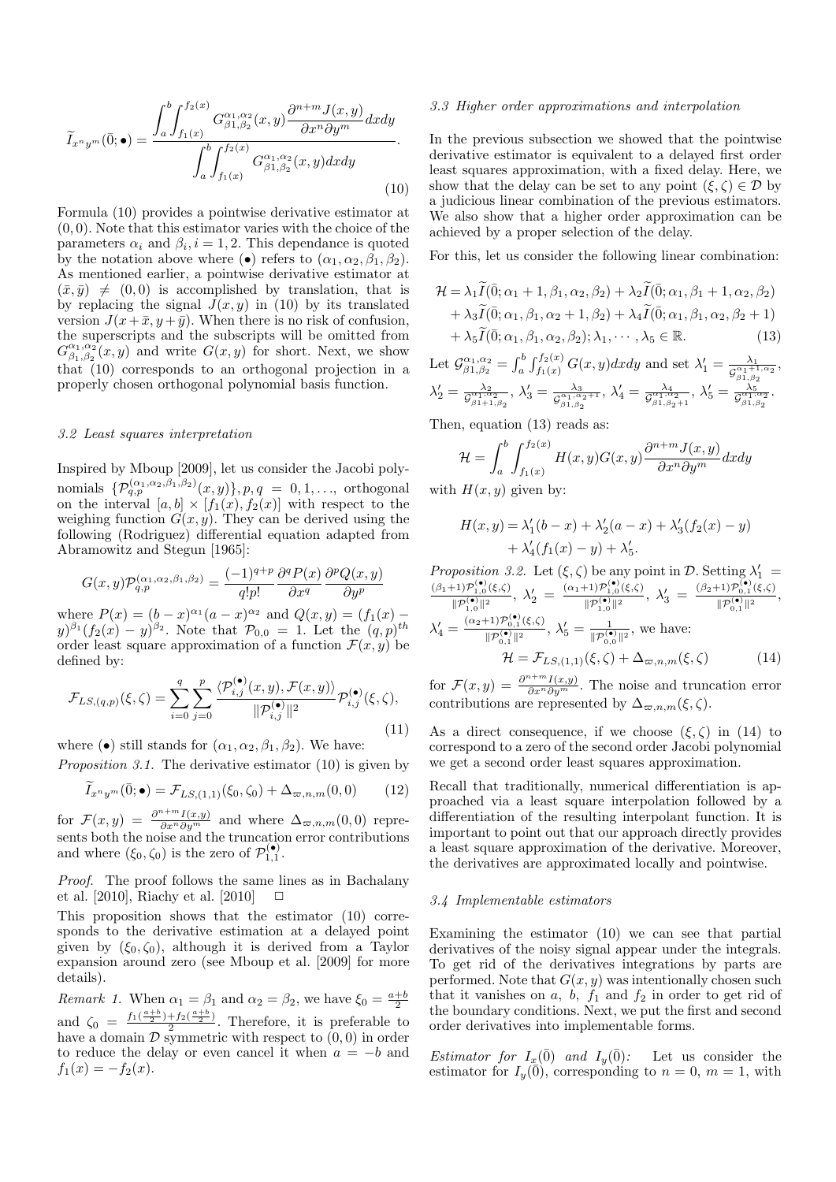$$\widetilde{I}_{x^n y^m}(\bar{0};\bullet) = \frac{\displaystyle\int_a^b \int_{f_1(x)}^{f_2(x)} G^{\alpha_1,\alpha_2}_{\beta 1,\beta_2}(x,y)\frac{\partial^{n+m}J(x,y)}{\partial x^n \partial y^m}dxdy}{\displaystyle\int_a^b \int_{f_1(x)}^{f_2(x)} G^{\alpha_1,\alpha_2}_{\beta 1,\beta_2}(x,y)dxdy}. \tag{10}$$

Formula (10) provides a pointwise derivative estimator at $(0,0)$. Note that this estimator varies with the choice of the parameters $\alpha_i$ and $\beta_i, i = 1,2$. This dependance is quoted by the notation above where $(\bullet)$ refers to $(\alpha_1,\alpha_2,\beta_1,\beta_2)$. As mentioned earlier, a pointwise derivative estimator at $(\bar{x},\bar{y}) \neq (0,0)$ is accomplished by translation, that is by replacing the signal $J(x,y)$ in (10) by its translated version $J(x+\bar{x},y+\bar{y})$. When there is no risk of confusion, the superscripts and the subscripts will be omitted from $G^{\alpha_1,\alpha_2}_{\beta_1,\beta_2}(x,y)$ and write $G(x,y)$ for short. Next, we show that (10) corresponds to an orthogonal projection in a properly chosen orthogonal polynomial basis function.

### 3.2 Least squares interpretation

Inspired by Mboup [2009], let us consider the Jacobi polynomials $\{\mathcal{P}^{(\alpha_1,\alpha_2,\beta_1,\beta_2)}_{q,p}(x,y)\}, p,q = 0,1,\ldots,$ orthogonal on the interval $[a,b]\times[f_1(x),f_2(x)]$ with respect to the weighing function $G(x,y)$. They can be derived using the following (Rodriguez) differential equation adapted from Abramowitz and Stegun [1965]:

$$G(x,y)\mathcal{P}^{(\alpha_1,\alpha_2,\beta_1,\beta_2)}_{q,p} = \frac{(-1)^{q+p}}{q!p!}\frac{\partial^q P(x)}{\partial x^q}\frac{\partial^p Q(x,y)}{\partial y^p}$$

where $P(x) = (b-x)^{\alpha_1}(a-x)^{\alpha_2}$ and $Q(x,y) = (f_1(x)-y)^{\beta_1}(f_2(x)-y)^{\beta_2}$. Note that $\mathcal{P}_{0,0} = 1$. Let the $(q,p)^{th}$ order least square approximation of a function $\mathcal{F}(x,y)$ be defined by:

$$\mathcal{F}_{LS,(q,p)}(\xi,\zeta) = \sum_{i=0}^{q}\sum_{j=0}^{p}\frac{\langle \mathcal{P}^{(\bullet)}_{i,j}(x,y),\mathcal{F}(x,y)\rangle}{\|\mathcal{P}^{(\bullet)}_{i,j}\|^2}\mathcal{P}^{(\bullet)}_{i,j}(\xi,\zeta), \tag{11}$$

where $(\bullet)$ still stands for $(\alpha_1,\alpha_2,\beta_1,\beta_2)$. We have:

*Proposition 3.1.* The derivative estimator (10) is given by

$$\widetilde{I}_{x^n y^m}(\bar{0};\bullet) = \mathcal{F}_{LS,(1,1)}(\xi_0,\zeta_0) + \Delta_{\varpi,n,m}(0,0) \tag{12}$$

for $\mathcal{F}(x,y) = \frac{\partial^{n+m}I(x,y)}{\partial x^n \partial y^m}$ and where $\Delta_{\varpi,n,m}(0,0)$ represents both the noise and the truncation error contributions and where $(\xi_0,\zeta_0)$ is the zero of $\mathcal{P}^{(\bullet)}_{1,1}$.

*Proof.* The proof follows the same lines as in Bachalany et al. [2010], Riachy et al. [2010] $\square$

This proposition shows that the estimator (10) corresponds to the derivative estimation at a delayed point given by $(\xi_0,\zeta_0)$, although it is derived from a Taylor expansion around zero (see Mboup et al. [2009] for more details).

*Remark 1.* When $\alpha_1 = \beta_1$ and $\alpha_2 = \beta_2$, we have $\xi_0 = \frac{a+b}{2}$ and $\zeta_0 = \frac{f_1(\frac{a+b}{2})+f_2(\frac{a+b}{2})}{2}$. Therefore, it is preferable to have a domain $\mathcal{D}$ symmetric with respect to $(0,0)$ in order to reduce the delay or even cancel it when $a=-b$ and $f_1(x) = -f_2(x)$.

### 3.3 Higher order approximations and interpolation

In the previous subsection we showed that the pointwise derivative estimator is equivalent to a delayed first order least squares approximation, with a fixed delay. Here, we show that the delay can be set to any point $(\xi,\zeta)\in\mathcal{D}$ by a judicious linear combination of the previous estimators. We also show that a higher order approximation can be achieved by a proper selection of the delay.

For this, let us consider the following linear combination:

$$\begin{aligned}\mathcal{H} &= \lambda_1\widetilde{I}(\bar{0};\alpha_1+1,\beta_1,\alpha_2,\beta_2) + \lambda_2\widetilde{I}(\bar{0};\alpha_1,\beta_1+1,\alpha_2,\beta_2)\\ &+ \lambda_3\widetilde{I}(\bar{0};\alpha_1,\beta_1,\alpha_2+1,\beta_2) + \lambda_4\widetilde{I}(\bar{0};\alpha_1,\beta_1,\alpha_2,\beta_2+1)\\ &+ \lambda_5\widetilde{I}(\bar{0};\alpha_1,\beta_1,\alpha_2,\beta_2); \lambda_1,\cdots,\lambda_5\in\mathbb{R}.\end{aligned} \tag{13}$$

Let $\mathcal{G}^{\alpha_1,\alpha_2}_{\beta_1,\beta_2} = \int_a^b\int_{f_1(x)}^{f_2(x)} G(x,y)dxdy$ and set $\lambda'_1 = \frac{\lambda_1}{\mathcal{G}^{\alpha_1+1,\alpha_2}_{\beta_1,\beta_2}}$, $\lambda'_2 = \frac{\lambda_2}{\mathcal{G}^{\alpha_1,\alpha_2}_{\beta 1+1,\beta_2}}$, $\lambda'_3 = \frac{\lambda_3}{\mathcal{G}^{\alpha_1,\alpha_2+1}_{\beta_1,\beta_2}}$, $\lambda'_4 = \frac{\lambda_4}{\mathcal{G}^{\alpha_1,\alpha_2}_{\beta_1,\beta_2+1}}$, $\lambda'_5 = \frac{\lambda_5}{\mathcal{G}^{\alpha_1,\alpha_2}_{\beta_1,\beta_2}}$.

Then, equation (13) reads as:

$$\mathcal{H} = \int_a^b\int_{f_1(x)}^{f_2(x)} H(x,y)G(x,y)\frac{\partial^{n+m}J(x,y)}{\partial x^n\partial y^m}dxdy$$

with $H(x,y)$ given by:

$$\begin{aligned}H(x,y) &= \lambda'_1(b-x) + \lambda'_2(a-x) + \lambda'_3(f_2(x)-y)\\ &+ \lambda'_4(f_1(x)-y) + \lambda'_5.\end{aligned}$$

*Proposition 3.2.* Let $(\xi,\zeta)$ be any point in $\mathcal{D}$. Setting $\lambda'_1 = \frac{(\beta_1+1)\mathcal{P}^{(\bullet)}_{1,0}(\xi,\zeta)}{\|\mathcal{P}^{(\bullet)}_{1,0}\|^2}$, $\lambda'_2 = \frac{(\alpha_1+1)\mathcal{P}^{(\bullet)}_{1,0}(\xi,\zeta)}{\|\mathcal{P}^{(\bullet)}_{1,0}\|^2}$, $\lambda'_3 = \frac{(\beta_2+1)\mathcal{P}^{(\bullet)}_{0,1}(\xi,\zeta)}{\|\mathcal{P}^{(\bullet)}_{0,1}\|^2}$, $\lambda'_4 = \frac{(\alpha_2+1)\mathcal{P}^{(\bullet)}_{0,1}(\xi,\zeta)}{\|\mathcal{P}^{(\bullet)}_{0,1}\|^2}$, $\lambda'_5 = \frac{1}{\|\mathcal{P}^{(\bullet)}_{0,0}\|^2}$, we have:

$$\mathcal{H} = \mathcal{F}_{LS,(1,1)}(\xi,\zeta) + \Delta_{\varpi,n,m}(\xi,\zeta) \tag{14}$$

for $\mathcal{F}(x,y) = \frac{\partial^{n+m}I(x,y)}{\partial x^n\partial y^m}$. The noise and truncation error contributions are represented by $\Delta_{\varpi,n,m}(\xi,\zeta)$.

As a direct consequence, if we choose $(\xi,\zeta)$ in (14) to correspond to a zero of the second order Jacobi polynomial we get a second order least squares approximation.

Recall that traditionally, numerical differentiation is approached via a least square interpolation followed by a differentiation of the resulting interpolant function. It is important to point out that our approach directly provides a least square approximation of the derivative. Moreover, the derivatives are approximated locally and pointwise.

### 3.4 Implementable estimators

Examining the estimator (10) we can see that partial derivatives of the noisy signal appear under the integrals. To get rid of the derivatives integrations by parts are performed. Note that $G(x,y)$ was intentionally chosen such that it vanishes on $a$, $b$, $f_1$ and $f_2$ in order to get rid of the boundary conditions. Next, we put the first and second order derivatives into implementable forms.

*Estimator for $I_x(\bar{0})$ and $I_y(\bar{0})$:* Let us consider the estimator for $I_y(\bar{0})$, corresponding to $n=0$, $m=1$, with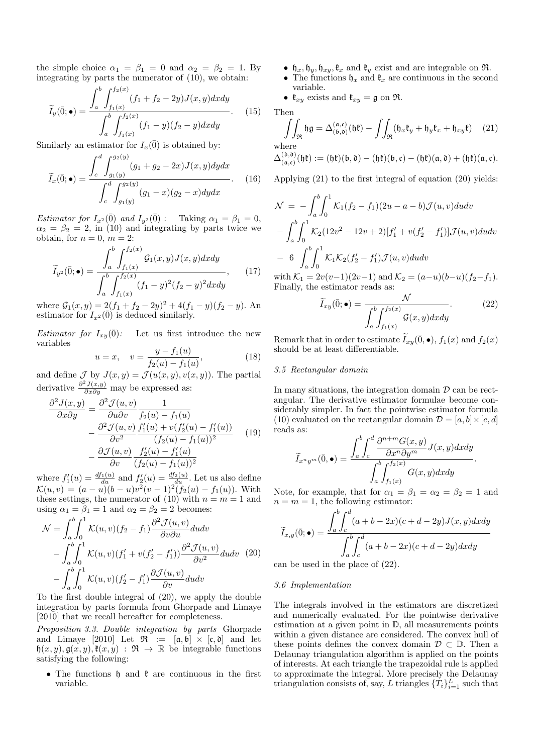the simple choice $\alpha_1 = \beta_1 = 0$ and $\alpha_2 = \beta_2 = 1$. By integrating by parts the numerator of (10), we obtain:

$$\widetilde{I}_y(\bar{0};\bullet) = \frac{\displaystyle\int_a^b \int_{f_1(x)}^{f_2(x)} (f_1 + f_2 - 2y) J(x,y)dxdy}{\displaystyle\int_a^b \int_{f_1(x)}^{f_2(x)} (f_1 - y)(f_2 - y)dxdy}. \quad (15)$$

Similarly an estimator for $I_x(\bar{0})$ is obtained by:

$$\widetilde{I}_x(\bar{0};\bullet) = \frac{\displaystyle\int_c^d \int_{g_1(y)}^{g_2(y)} (g_1 + g_2 - 2x) J(x,y)dydx}{\displaystyle\int_c^d \int_{g_1(y)}^{g_2(y)} (g_1 - x)(g_2 - x)dydx}. \quad (16)$$

*Estimator for $I_{x^2}(\bar{0})$ and $I_{y^2}(\bar{0})$ :* Taking $\alpha_1 = \beta_1 = 0$, $\alpha_2 = \beta_2 = 2$, in (10) and integrating by parts twice we obtain, for $n = 0$, $m = 2$:

$$\widetilde{I}_{y^2}(\bar{0};\bullet) = \frac{\displaystyle\int_a^b \int_{f_1(x)}^{f_2(x)} \mathcal{G}_1(x,y) J(x,y)dxdy}{\displaystyle\int_a^b \int_{f_1(x)}^{f_2(x)} (f_1 - y)^2 (f_2 - y)^2 dxdy}, \quad (17)$$

where $\mathcal{G}_1(x,y) = 2(f_1 + f_2 - 2y)^2 + 4(f_1 - y)(f_2 - y)$. An estimator for $I_{x^2}(\bar{0})$ is deduced similarly.

*Estimator for $I_{xy}(\bar{0})$:* Let us first introduce the new variables

$$u = x, \quad v = \frac{y - f_1(u)}{f_2(u) - f_1(u)}, \quad (18)$$

and define $\mathcal{J}$ by $J(x,y) = \mathcal{J}(u(x,y), v(x,y))$. The partial derivative $\frac{\partial^2 J(x,y)}{\partial x \partial y}$ may be expressed as:

$$\begin{aligned}
\frac{\partial^2 J(x,y)}{\partial x \partial y} &= \frac{\partial^2 \mathcal{J}(u,v)}{\partial u \partial v} \frac{1}{f_2(u) - f_1(u)} \\
&- \frac{\partial^2 \mathcal{J}(u,v)}{\partial v^2} \frac{f_1'(u) + v(f_2'(u) - f_1'(u))}{(f_2(u) - f_1(u))^2} \\
&- \frac{\partial \mathcal{J}(u,v)}{\partial v} \frac{f_2'(u) - f_1'(u)}{(f_2(u) - f_1(u))^2}
\end{aligned} \quad (19)$$

where $f_1'(u) = \frac{df_1(u)}{du}$ and $f_2'(u) = \frac{df_2(u)}{du}$. Let us also define $\mathcal{K}(u,v) = (a-u)(b-u)v^2(v-1)^2(f_2(u) - f_1(u))$. With these settings, the numerator of (10) with $n = m = 1$ and using $\alpha_1 = \beta_1 = 1$ and $\alpha_2 = \beta_2 = 2$ becomes:

$$\begin{aligned}
\mathcal{N} &= \int_a^b \int_0^1 \mathcal{K}(u,v)(f_2 - f_1) \frac{\partial^2 \mathcal{J}(u,v)}{\partial v \partial u} dudv \\
&- \int_a^b \int_0^1 \mathcal{K}(u,v)(f_1' + v(f_2' - f_1')) \frac{\partial^2 \mathcal{J}(u,v)}{\partial v^2} dudv \\
&- \int_a^b \int_0^1 \mathcal{K}(u,v)(f_2' - f_1') \frac{\partial \mathcal{J}(u,v)}{\partial v} dudv
\end{aligned} \quad (20)$$

To the first double integral of (20), we apply the double integration by parts formula from Ghorpade and Limaye [2010] that we recall hereafter for completeness.

*Proposition 3.3. Double integration by parts* Ghorpade and Limaye [2010] Let $\mathfrak{R} := [\mathfrak{a}, \mathfrak{b}] \times [\mathfrak{c}, \mathfrak{d}]$ and let $\mathfrak{h}(x,y), \mathfrak{g}(x,y), \mathfrak{k}(x,y) : \mathfrak{R} \to \mathbb{R}$ be integrable functions satisfying the following:

- The functions $\mathfrak{h}$ and $\mathfrak{k}$ are continuous in the first variable.
- $\mathfrak{h}_x, \mathfrak{h}_y, \mathfrak{h}_{xy}, \mathfrak{k}_x$ and $\mathfrak{k}_y$ exist and are integrable on $\mathfrak{R}$.
- The functions $\mathfrak{h}_x$ and $\mathfrak{k}_x$ are continuous in the second variable.
- $\mathfrak{k}_{xy}$ exists and $\mathfrak{k}_{xy} = \mathfrak{g}$ on $\mathfrak{R}$.

Then

$$\iint_{\mathfrak{R}} \mathfrak{h}\mathfrak{g} = \Delta_{(\mathfrak{b},\mathfrak{d})}^{(\mathfrak{a},\mathfrak{c})}(\mathfrak{h}\mathfrak{k}) - \iint_{\mathfrak{R}} (\mathfrak{h}_x \mathfrak{k}_y + \mathfrak{h}_y \mathfrak{k}_x + \mathfrak{h}_{xy}\mathfrak{k}) \quad (21)$$

where

$$\Delta_{(\mathfrak{a},\mathfrak{c})}^{(\mathfrak{b},\mathfrak{d})}(\mathfrak{h}\mathfrak{k}) := (\mathfrak{h}\mathfrak{k})(\mathfrak{b},\mathfrak{d}) - (\mathfrak{h}\mathfrak{k})(\mathfrak{b},\mathfrak{c}) - (\mathfrak{h}\mathfrak{k})(\mathfrak{a},\mathfrak{d}) + (\mathfrak{h}\mathfrak{k})(\mathfrak{a},\mathfrak{c}).$$

Applying (21) to the first integral of equation (20) yields:

$$\begin{aligned}
\mathcal{N} &= -\int_a^b \int_0^1 \mathcal{K}_1(f_2 - f_1)(2u - a - b)\mathcal{J}(u,v)dudv \\
&- \int_a^b \int_0^1 \mathcal{K}_2(12v^2 - 12v + 2)[f_1' + v(f_2' - f_1')]\mathcal{J}(u,v)dudv \\
&- 6 \int_a^b \int_0^1 \mathcal{K}_1 \mathcal{K}_2 (f_2' - f_1')\mathcal{J}(u,v)dudv
\end{aligned}$$

with $\mathcal{K}_1 = 2v(v-1)(2v-1)$ and $\mathcal{K}_2 = (a-u)(b-u)(f_2 - f_1)$. Finally, the estimator reads as:

$$\widetilde{I}_{xy}(\bar{0};\bullet) = \frac{\mathcal{N}}{\displaystyle\int_a^b \int_{f_1(x)}^{f_2(x)} \mathcal{G}(x,y)dxdy}. \quad (22)$$

Remark that in order to estimate $\widetilde{I}_{xy}(\bar{0},\bullet)$, $f_1(x)$ and $f_2(x)$ should be at least differentiable.

### 3.5 Rectangular domain

In many situations, the integration domain $\mathcal{D}$ can be rectangular. The derivative estimator formulae become considerably simpler. In fact the pointwise estimator formula (10) evaluated on the rectangular domain $\mathcal{D} = [a,b] \times [c,d]$ reads as:

$$\widetilde{I}_{x^n y^m}(\bar{0},\bullet) = \frac{\displaystyle\int_a^b \int_c^d \frac{\partial^{n+m} G(x,y)}{\partial x^n \partial y^m} J(x,y)dxdy}{\displaystyle\int_a^b \int_{f_1(x)}^{f_2(x)} G(x,y)dxdy}.$$

Note, for example, that for $\alpha_1 = \beta_1 = \alpha_2 = \beta_2 = 1$ and $n = m = 1$, the following estimator:

$$\widetilde{I}_{x,y}(\bar{0};\bullet) = \frac{\displaystyle\int_a^b \int_c^d (a + b - 2x)(c + d - 2y) J(x,y)dxdy}{\displaystyle\int_a^b \int_c^d (a + b - 2x)(c + d - 2y)dxdy}$$

can be used in the place of (22).

### 3.6 Implementation

The integrals involved in the estimators are discretized and numerically evaluated. For the pointwise derivative estimation at a given point in $\mathbb{D}$, all measurements points within a given distance are considered. The convex hull of these points defines the convex domain $\mathcal{D} \subset \mathbb{D}$. A Delaunay triangulation algorithm is applied on the points of interests. At each triangle the trapezoidal rule is applied to approximate the integral. More precisely the Delaunay triangulation consists of, say, $L$ triangles $\{T_i\}_{i=1}^L$ such that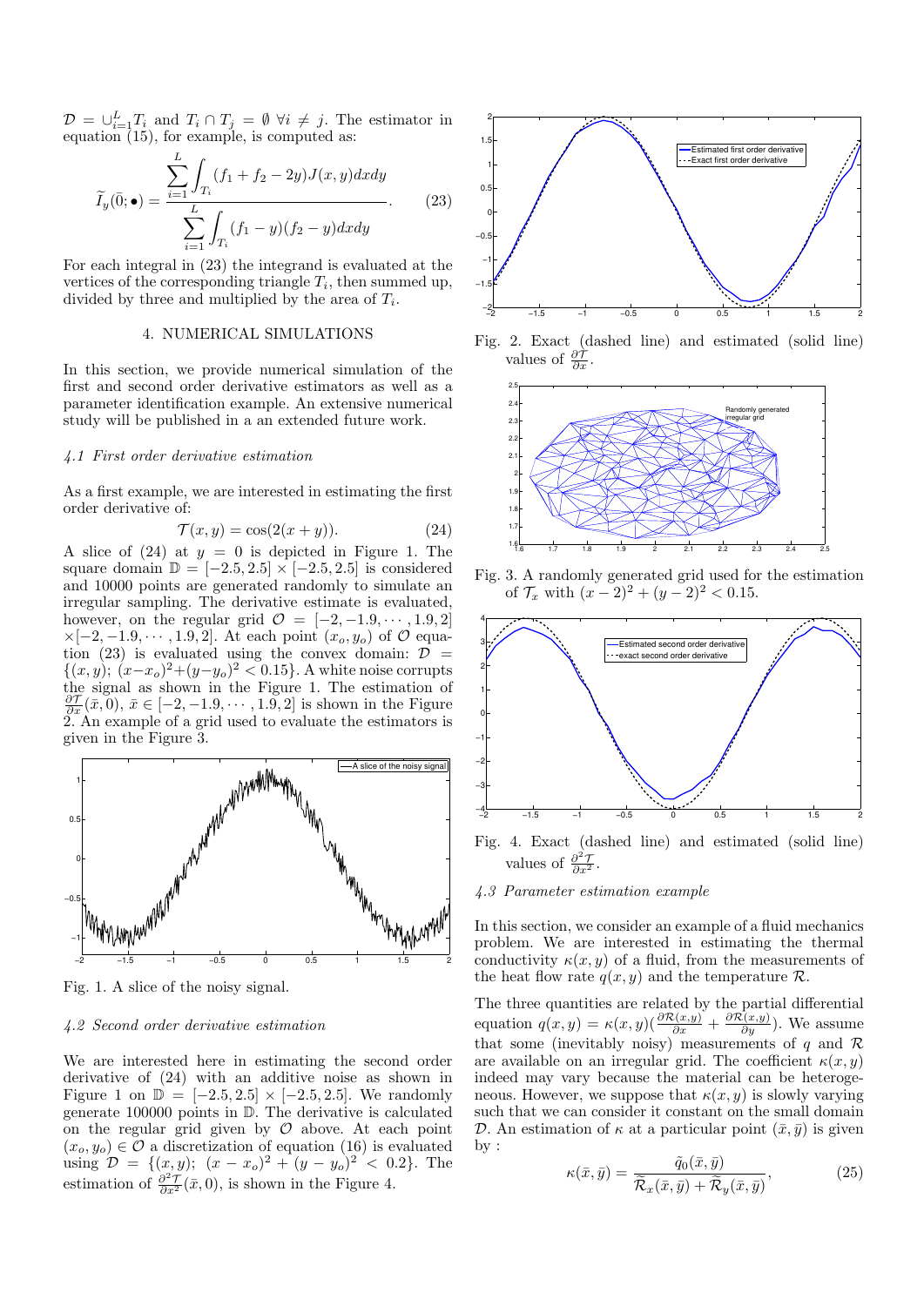$\mathcal{D} = \cup_{i=1}^{L} T_i$ and $T_i \cap T_j = \emptyset \ \forall i \neq j$. The estimator in equation (15), for example, is computed as:

$$\widetilde{I}_y(\bar{0};\bullet) = \frac{\displaystyle\sum_{i=1}^{L}\int_{T_i}(f_1+f_2-2y)J(x,y)dxdy}{\displaystyle\sum_{i=1}^{L}\int_{T_i}(f_1-y)(f_2-y)dxdy}. \tag{23}$$

For each integral in (23) the integrand is evaluated at the vertices of the corresponding triangle $T_i$, then summed up, divided by three and multiplied by the area of $T_i$.

## 4. NUMERICAL SIMULATIONS

In this section, we provide numerical simulation of the first and second order derivative estimators as well as a parameter identification example. An extensive numerical study will be published in a an extended future work.

### *4.1 First order derivative estimation*

As a first example, we are interested in estimating the first order derivative of:

$$\mathcal{T}(x,y) = \cos(2(x+y)). \tag{24}$$

A slice of (24) at $y = 0$ is depicted in Figure 1. The square domain $\mathbb{D} = [-2.5, 2.5] \times [-2.5, 2.5]$ is considered and 10000 points are generated randomly to simulate an irregular sampling. The derivative estimate is evaluated, however, on the regular grid $\mathcal{O} = [-2, -1.9, \cdots, 1.9, 2] \times [-2, -1.9, \cdots, 1.9, 2]$. At each point $(x_o, y_o)$ of $\mathcal{O}$ equation (23) is evaluated using the convex domain: $\mathcal{D} = \{(x,y);\ (x-x_o)^2+(y-y_o)^2 < 0.15\}$. A white noise corrupts the signal as shown in the Figure 1. The estimation of $\frac{\partial \mathcal{T}}{\partial x}(\bar{x}, 0)$, $\bar{x} \in [-2, -1.9, \cdots, 1.9, 2]$ is shown in the Figure 2. An example of a grid used to evaluate the estimators is given in the Figure 3.

Fig. 1. A slice of the noisy signal.

### *4.2 Second order derivative estimation*

We are interested here in estimating the second order derivative of (24) with an additive noise as shown in Figure 1 on $\mathbb{D} = [-2.5, 2.5] \times [-2.5, 2.5]$. We randomly generate 100000 points in $\mathbb{D}$. The derivative is calculated on the regular grid given by $\mathcal{O}$ above. At each point $(x_o, y_o) \in \mathcal{O}$ a discretization of equation (16) is evaluated using $\mathcal{D} = \{(x,y);\ (x-x_o)^2 + (y-y_o)^2 < 0.2\}$. The estimation of $\frac{\partial^2 \mathcal{T}}{\partial x^2}(\bar{x}, 0)$, is shown in the Figure 4.

Fig. 2. Exact (dashed line) and estimated (solid line) values of $\frac{\partial \mathcal{T}}{\partial x}$.

Fig. 3. A randomly generated grid used for the estimation of $\mathcal{T}_x$ with $(x-2)^2 + (y-2)^2 < 0.15$.

Fig. 4. Exact (dashed line) and estimated (solid line) values of $\frac{\partial^2 \mathcal{T}}{\partial x^2}$.

### *4.3 Parameter estimation example*

In this section, we consider an example of a fluid mechanics problem. We are interested in estimating the thermal conductivity $\kappa(x,y)$ of a fluid, from the measurements of the heat flow rate $q(x,y)$ and the temperature $\mathcal{R}$.

The three quantities are related by the partial differential equation $q(x,y) = \kappa(x,y)\left(\frac{\partial \mathcal{R}(x,y)}{\partial x} + \frac{\partial \mathcal{R}(x,y)}{\partial y}\right)$. We assume that some (inevitably noisy) measurements of $q$ and $\mathcal{R}$ are available on an irregular grid. The coefficient $\kappa(x,y)$ indeed may vary because the material can be heterogeneous. However, we suppose that $\kappa(x,y)$ is slowly varying such that we can consider it constant on the small domain $\mathcal{D}$. An estimation of $\kappa$ at a particular point $(\bar{x}, \bar{y})$ is given by :

$$\kappa(\bar{x},\bar{y}) = \frac{\tilde{q}_0(\bar{x},\bar{y})}{\widetilde{\mathcal{R}}_x(\bar{x},\bar{y}) + \widetilde{\mathcal{R}}_y(\bar{x},\bar{y})}, \tag{25}$$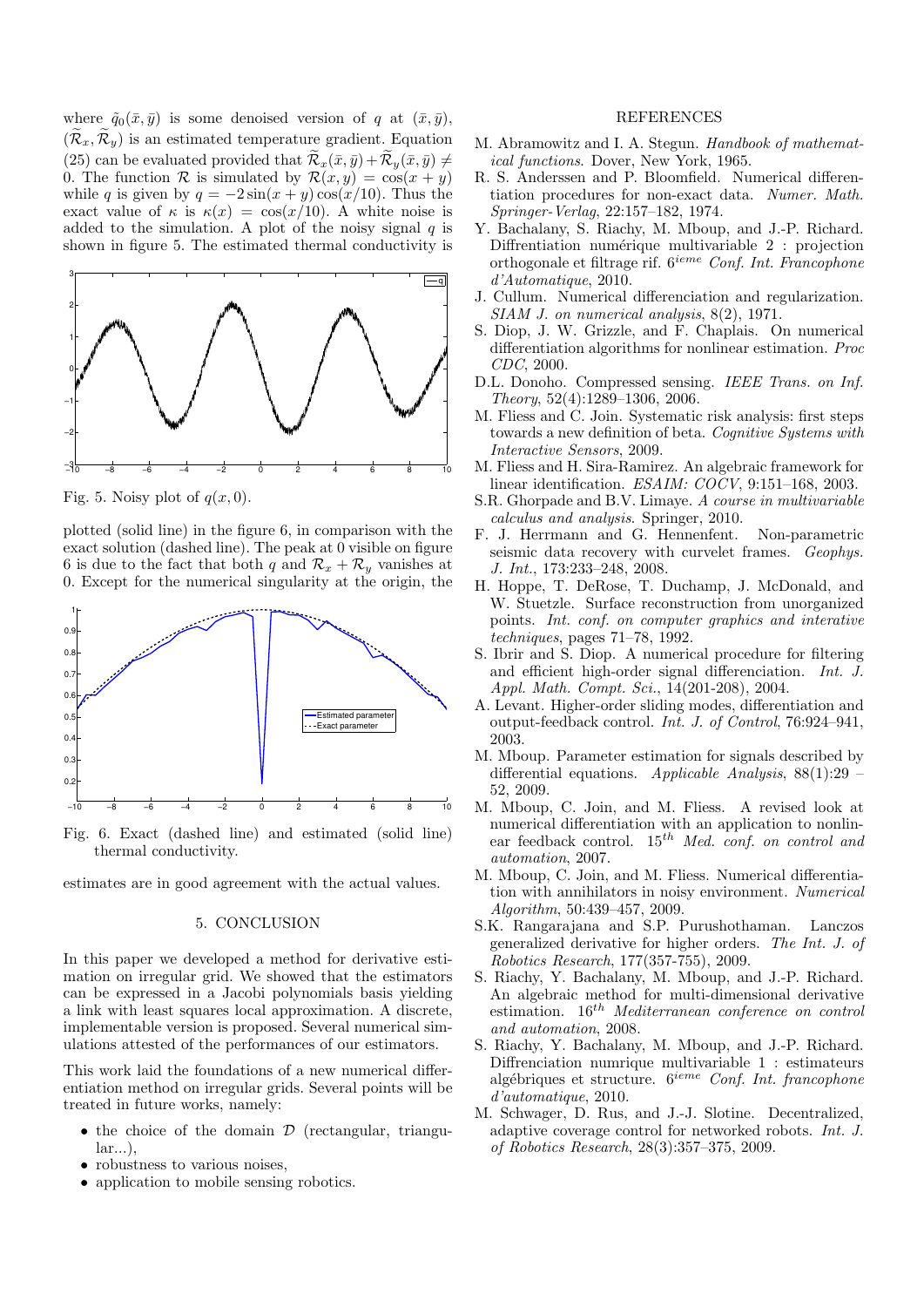where $\tilde{q}_0(\bar{x}, \bar{y})$ is some denoised version of $q$ at $(\bar{x}, \bar{y})$, $(\widetilde{\mathcal{R}}_x, \widetilde{\mathcal{R}}_y)$ is an estimated temperature gradient. Equation (25) can be evaluated provided that $\widetilde{\mathcal{R}}_x(\bar{x}, \bar{y}) + \widetilde{\mathcal{R}}_y(\bar{x}, \bar{y}) \neq 0$. The function $\mathcal{R}$ is simulated by $\mathcal{R}(x, y) = \cos(x + y)$ while $q$ is given by $q = -2\sin(x + y)\cos(x/10)$. Thus the exact value of $\kappa$ is $\kappa(x) = \cos(x/10)$. A white noise is added to the simulation. A plot of the noisy signal $q$ is shown in figure 5. The estimated thermal conductivity is

q

Fig. 5. Noisy plot of $q(x, 0)$.

plotted (solid line) in the figure 6, in comparison with the exact solution (dashed line). The peak at 0 visible on figure 6 is due to the fact that both $q$ and $\mathcal{R}_x + \mathcal{R}_y$ vanishes at 0. Except for the numerical singularity at the origin, the estimates are in good agreement with the actual values.

Estimated parameter
Exact parameter

Fig. 6. Exact (dashed line) and estimated (solid line) thermal conductivity.

## 5. CONCLUSION

In this paper we developed a method for derivative estimation on irregular grid. We showed that the estimators can be expressed in a Jacobi polynomials basis yielding a link with least squares local approximation. A discrete, implementable version is proposed. Several numerical simulations attested of the performances of our estimators.

This work laid the foundations of a new numerical differentiation method on irregular grids. Several points will be treated in future works, namely:

- the choice of the domain $\mathcal{D}$ (rectangular, triangular...),
- robustness to various noises,
- application to mobile sensing robotics.

## REFERENCES

M. Abramowitz and I. A. Stegun. *Handbook of mathematical functions*. Dover, New York, 1965.

R. S. Anderssen and P. Bloomfield. Numerical differentiation procedures for non-exact data. *Numer. Math. Springer-Verlag*, 22:157–182, 1974.

Y. Bachalany, S. Riachy, M. Mboup, and J.-P. Richard. Diffrentiation numérique multivariable 2 : projection orthogonale et filtrage rif. $6^{ieme}$ *Conf. Int. Francophone d'Automatique*, 2010.

J. Cullum. Numerical differenciation and regularization. *SIAM J. on numerical analysis*, 8(2), 1971.

S. Diop, J. W. Grizzle, and F. Chaplais. On numerical differentiation algorithms for nonlinear estimation. *Proc CDC*, 2000.

D.L. Donoho. Compressed sensing. *IEEE Trans. on Inf. Theory*, 52(4):1289–1306, 2006.

M. Fliess and C. Join. Systematic risk analysis: first steps towards a new definition of beta. *Cognitive Systems with Interactive Sensors*, 2009.

M. Fliess and H. Sira-Ramirez. An algebraic framework for linear identification. *ESAIM: COCV*, 9:151–168, 2003.

S.R. Ghorpade and B.V. Limaye. *A course in multivariable calculus and analysis*. Springer, 2010.

F. J. Herrmann and G. Hennenfent. Non-parametric seismic data recovery with curvelet frames. *Geophys. J. Int.*, 173:233–248, 2008.

H. Hoppe, T. DeRose, T. Duchamp, J. McDonald, and W. Stuetzle. Surface reconstruction from unorganized points. *Int. conf. on computer graphics and interactive techniques*, pages 71–78, 1992.

S. Ibrir and S. Diop. A numerical procedure for filtering and efficient high-order signal differenciation. *Int. J. Appl. Math. Compt. Sci.*, 14(201-208), 2004.

A. Levant. Higher-order sliding modes, differentiation and output-feedback control. *Int. J. of Control*, 76:924–941, 2003.

M. Mboup. Parameter estimation for signals described by differential equations. *Applicable Analysis*, 88(1):29 – 52, 2009.

M. Mboup, C. Join, and M. Fliess. A revised look at numerical differentiation with an application to nonlinear feedback control. $15^{th}$ *Med. conf. on control and automation*, 2007.

M. Mboup, C. Join, and M. Fliess. Numerical differentiation with annihilators in noisy environment. *Numerical Algorithm*, 50:439–457, 2009.

S.K. Rangarajana and S.P. Purushothaman. Lanczos generalized derivative for higher orders. *The Int. J. of Robotics Research*, 177(357-755), 2009.

S. Riachy, Y. Bachalany, M. Mboup, and J.-P. Richard. An algebraic method for multi-dimensional derivative estimation. $16^{th}$ *Mediterranean conference on control and automation*, 2008.

S. Riachy, Y. Bachalany, M. Mboup, and J.-P. Richard. Diffrenciation numrique multivariable 1 : estimateurs algébriques et structure. $6^{ieme}$ *Conf. Int. francophone d'automatique*, 2010.

M. Schwager, D. Rus, and J.-J. Slotine. Decentralized, adaptive coverage control for networked robots. *Int. J. of Robotics Research*, 28(3):357–375, 2009.